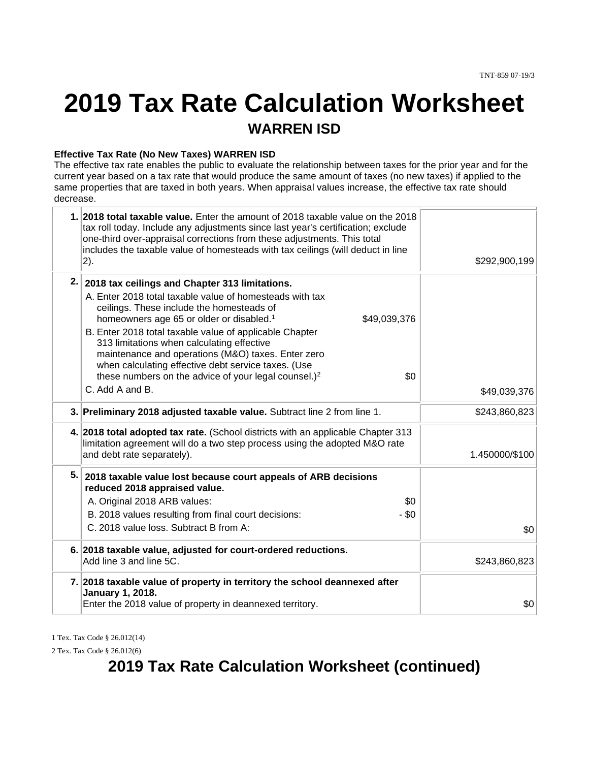TNT-859 07-19/3

# 2019 Tax Rate Calculation Worksheet

## WARREN ISD

**Effective Tax Rate (No New Taxes) WARREN ISD**

The effective tax rate enables the public to evaluate the relationship between taxes for the prior year and for the current year based on a tax rate that would produce the same amount of taxes (no new taxes) if applied to the same properties that are taxed in both years. When appraisal values increase, the effective tax rate should decrease.

| | | |
|---|---|---|
| 1. | **2018 total taxable value.** Enter the amount of 2018 taxable value on the 2018 tax roll today. Include any adjustments since last year's certification; exclude one-third over-appraisal corrections from these adjustments. This total includes the taxable value of homesteads with tax ceilings (will deduct in line 2). | $292,900,199 |
| 2. | **2018 tax ceilings and Chapter 313 limitations.**<br>A. Enter 2018 total taxable value of homesteads with tax ceilings. These include the homesteads of homeowners age 65 or older or disabled.[1] $49,039,376<br>B. Enter 2018 total taxable value of applicable Chapter 313 limitations when calculating effective maintenance and operations (M&O) taxes. Enter zero when calculating effective debt service taxes. (Use these numbers on the advice of your legal counsel.)[2] $0<br>C. Add A and B. | $49,039,376 |
| 3. | **Preliminary 2018 adjusted taxable value.** Subtract line 2 from line 1. | $243,860,823 |
| 4. | **2018 total adopted tax rate.** (School districts with an applicable Chapter 313 limitation agreement will do a two step process using the adopted M&O rate and debt rate separately). | 1.450000/$100 |
| 5. | **2018 taxable value lost because court appeals of ARB decisions reduced 2018 appraised value.**<br>A. Original 2018 ARB values: $0<br>B. 2018 values resulting from final court decisions: - $0<br>C. 2018 value loss. Subtract B from A: | $0 |
| 6. | **2018 taxable value, adjusted for court-ordered reductions.**<br>Add line 3 and line 5C. | $243,860,823 |
| 7. | **2018 taxable value of property in territory the school deannexed after January 1, 2018.**<br>Enter the 2018 value of property in deannexed territory. | $0 |

1 Tex. Tax Code § 26.012(14)

2 Tex. Tax Code § 26.012(6)

# 2019 Tax Rate Calculation Worksheet (continued)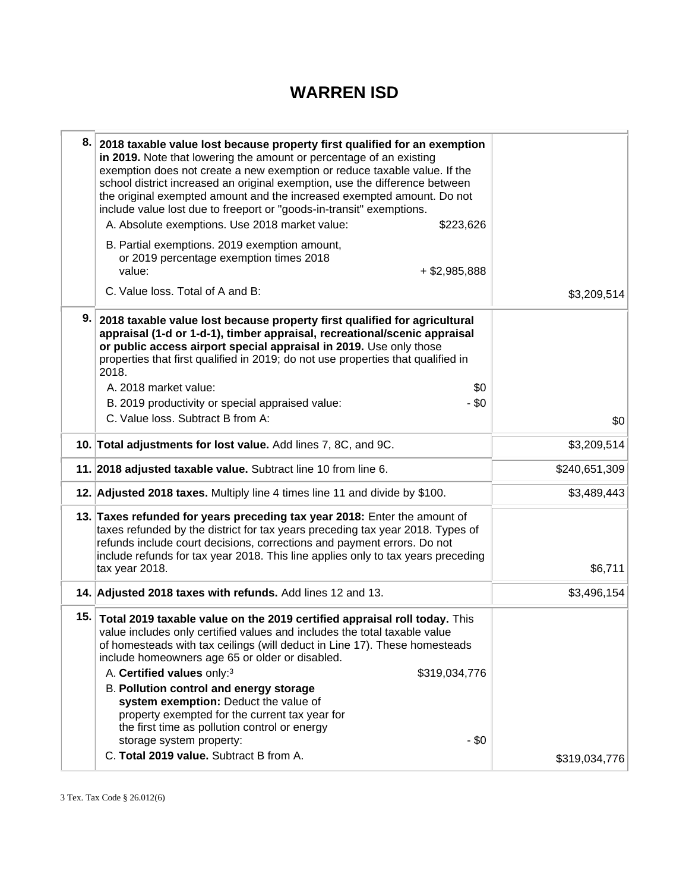# WARREN ISD

| | | |
|---|---|---|
| 8. | **2018 taxable value lost because property first qualified for an exemption in 2019.** Note that lowering the amount or percentage of an existing exemption does not create a new exemption or reduce taxable value. If the school district increased an original exemption, use the difference between the original exempted amount and the increased exempted amount. Do not include value lost due to freeport or "goods-in-transit" exemptions.<br>A. Absolute exemptions. Use 2018 market value: $223,626<br>B. Partial exemptions. 2019 exemption amount, or 2019 percentage exemption times 2018 value: + $2,985,888<br>C. Value loss. Total of A and B: | $3,209,514 |
| 9. | **2018 taxable value lost because property first qualified for agricultural appraisal (1-d or 1-d-1), timber appraisal, recreational/scenic appraisal or public access airport special appraisal in 2019.** Use only those properties that first qualified in 2019; do not use properties that qualified in 2018.<br>A. 2018 market value: $0<br>B. 2019 productivity or special appraised value: - $0<br>C. Value loss. Subtract B from A: | $0 |
| 10. | **Total adjustments for lost value.** Add lines 7, 8C, and 9C. | $3,209,514 |
| 11. | **2018 adjusted taxable value.** Subtract line 10 from line 6. | $240,651,309 |
| 12. | **Adjusted 2018 taxes.** Multiply line 4 times line 11 and divide by $100. | $3,489,443 |
| 13. | **Taxes refunded for years preceding tax year 2018:** Enter the amount of taxes refunded by the district for tax years preceding tax year 2018. Types of refunds include court decisions, corrections and payment errors. Do not include refunds for tax year 2018. This line applies only to tax years preceding tax year 2018. | $6,711 |
| 14. | **Adjusted 2018 taxes with refunds.** Add lines 12 and 13. | $3,496,154 |
| 15. | **Total 2019 taxable value on the 2019 certified appraisal roll today.** This value includes only certified values and includes the total taxable value of homesteads with tax ceilings (will deduct in Line 17). These homesteads include homeowners age 65 or older or disabled.<br>A. **Certified values** only:[3] $319,034,776<br>B. **Pollution control and energy storage system exemption:** Deduct the value of property exempted for the current tax year for the first time as pollution control or energy storage system property: - $0<br>C. **Total 2019 value.** Subtract B from A. | $319,034,776 |

3 Tex. Tax Code § 26.012(6)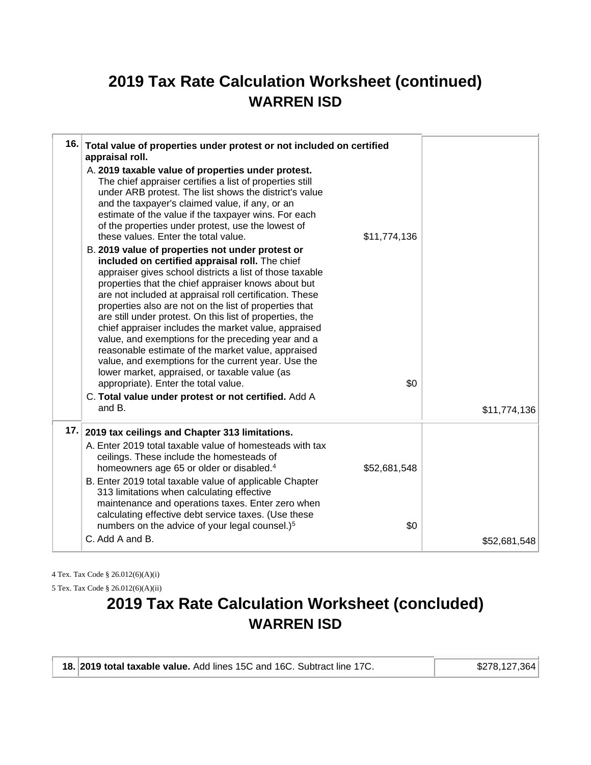## 2019 Tax Rate Calculation Worksheet (continued)
## WARREN ISD

| | | | |
|---|---|---|---|
| **16.** | **Total value of properties under protest or not included on certified appraisal roll.** | | |
| | A. **2019 taxable value of properties under protest.** The chief appraiser certifies a list of properties still under ARB protest. The list shows the district's value and the taxpayer's claimed value, if any, or an estimate of the value if the taxpayer wins. For each of the properties under protest, use the lowest of these values. Enter the total value. | $11,774,136 | |
| | B. **2019 value of properties not under protest or included on certified appraisal roll.** The chief appraiser gives school districts a list of those taxable properties that the chief appraiser knows about but are not included at appraisal roll certification. These properties also are not on the list of properties that are still under protest. On this list of properties, the chief appraiser includes the market value, appraised value, and exemptions for the preceding year and a reasonable estimate of the market value, appraised value, and exemptions for the current year. Use the lower market, appraised, or taxable value (as appropriate). Enter the total value. | $0 | |
| | C. **Total value under protest or not certified.** Add A and B. | | $11,774,136 |
| **17.** | **2019 tax ceilings and Chapter 313 limitations.** | | |
| | A. Enter 2019 total taxable value of homesteads with tax ceilings. These include the homesteads of homeowners age 65 or older or disabled.[4] | $52,681,548 | |
| | B. Enter 2019 total taxable value of applicable Chapter 313 limitations when calculating effective maintenance and operations taxes. Enter zero when calculating effective debt service taxes. (Use these numbers on the advice of your legal counsel.)[5] | $0 | |
| | C. Add A and B. | | $52,681,548 |

4 Tex. Tax Code § 26.012(6)(A)(i)

5 Tex. Tax Code § 26.012(6)(A)(ii)

## 2019 Tax Rate Calculation Worksheet (concluded)
## WARREN ISD

| | | |
|---|---|---|
| **18.** | **2019 total taxable value.** Add lines 15C and 16C. Subtract line 17C. | $278,127,364 |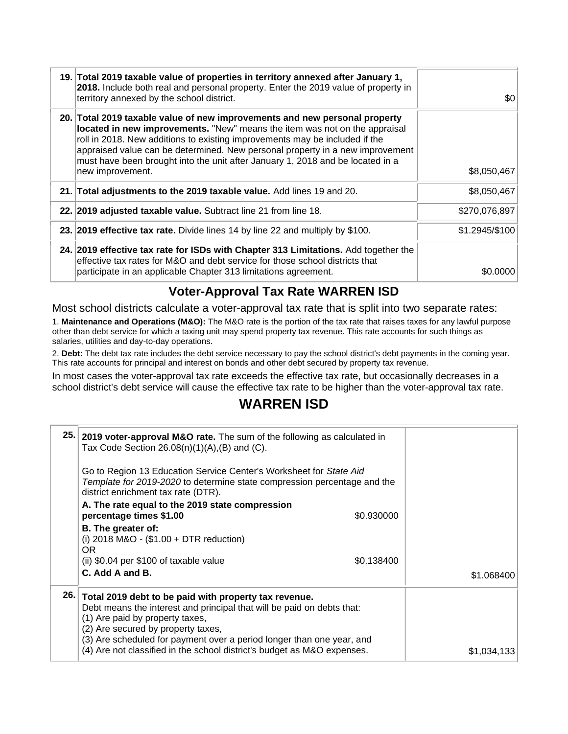| | | |
|---|---|---|
| 19. | **Total 2019 taxable value of properties in territory annexed after January 1, 2018.** Include both real and personal property. Enter the 2019 value of property in territory annexed by the school district. | $0 |
| 20. | **Total 2019 taxable value of new improvements and new personal property located in new improvements.** "New" means the item was not on the appraisal roll in 2018. New additions to existing improvements may be included if the appraised value can be determined. New personal property in a new improvement must have been brought into the unit after January 1, 2018 and be located in a new improvement. | $8,050,467 |
| 21. | **Total adjustments to the 2019 taxable value.** Add lines 19 and 20. | $8,050,467 |
| 22. | **2019 adjusted taxable value.** Subtract line 21 from line 18. | $270,076,897 |
| 23. | **2019 effective tax rate.** Divide lines 14 by line 22 and multiply by $100. | $1.2945/$100 |
| 24. | **2019 effective tax rate for ISDs with Chapter 313 Limitations.** Add together the effective tax rates for M&O and debt service for those school districts that participate in an applicable Chapter 313 limitations agreement. | $0.0000 |

## Voter-Approval Tax Rate WARREN ISD

Most school districts calculate a voter-approval tax rate that is split into two separate rates:

1. **Maintenance and Operations (M&O):** The M&O rate is the portion of the tax rate that raises taxes for any lawful purpose other than debt service for which a taxing unit may spend property tax revenue. This rate accounts for such things as salaries, utilities and day-to-day operations.

2. **Debt:** The debt tax rate includes the debt service necessary to pay the school district's debt payments in the coming year. This rate accounts for principal and interest on bonds and other debt secured by property tax revenue.

In most cases the voter-approval tax rate exceeds the effective tax rate, but occasionally decreases in a school district's debt service will cause the effective tax rate to be higher than the voter-approval tax rate.

## WARREN ISD

| | | | |
|---|---|---|---|
| 25. | **2019 voter-approval M&O rate.** The sum of the following as calculated in Tax Code Section 26.08(n)(1)(A),(B) and (C).<br><br>Go to Region 13 Education Service Center's Worksheet for *State Aid Template for 2019-2020* to determine state compression percentage and the district enrichment tax rate (DTR).<br>**A. The rate equal to the 2019 state compression percentage times $1.00**<br>**B. The greater of:**<br>(i) 2018 M&O - ($1.00 + DTR reduction)<br>OR<br>(ii) $0.04 per $100 of taxable value<br>**C. Add A and B.** | A: $0.930000<br>B: $0.138400 | $1.068400 |
| 26. | **Total 2019 debt to be paid with property tax revenue.**<br>Debt means the interest and principal that will be paid on debts that:<br>(1) Are paid by property taxes,<br>(2) Are secured by property taxes,<br>(3) Are scheduled for payment over a period longer than one year, and<br>(4) Are not classified in the school district's budget as M&O expenses. | | $1,034,133 |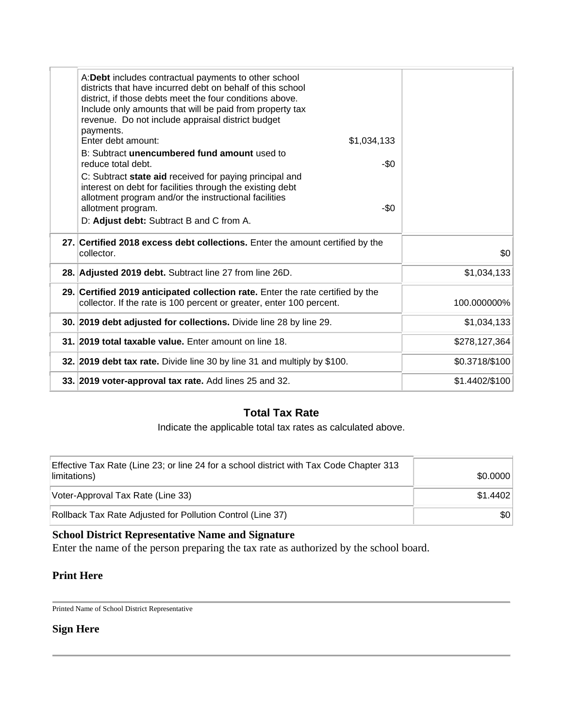| | | |
|---|---|---|
| | A:**Debt** includes contractual payments to other school districts that have incurred debt on behalf of this school district, if those debts meet the four conditions above. Include only amounts that will be paid from property tax revenue. Do not include appraisal district budget payments.<br>Enter debt amount: $1,034,133<br>B: Subtract **unencumbered fund amount** used to reduce total debt. -$0<br>C: Subtract **state aid** received for paying principal and interest on debt for facilities through the existing debt allotment program and/or the instructional facilities allotment program. -$0<br>D: **Adjust debt:** Subtract B and C from A. | |
| **27.** | **Certified 2018 excess debt collections.** Enter the amount certified by the collector. | $0 |
| **28.** | **Adjusted 2019 debt.** Subtract line 27 from line 26D. | $1,034,133 |
| **29.** | **Certified 2019 anticipated collection rate.** Enter the rate certified by the collector. If the rate is 100 percent or greater, enter 100 percent. | 100.000000% |
| **30.** | **2019 debt adjusted for collections.** Divide line 28 by line 29. | $1,034,133 |
| **31.** | **2019 total taxable value.** Enter amount on line 18. | $278,127,364 |
| **32.** | **2019 debt tax rate.** Divide line 30 by line 31 and multiply by $100. | $0.3718/$100 |
| **33.** | **2019 voter-approval tax rate.** Add lines 25 and 32. | $1.4402/$100 |

## Total Tax Rate

Indicate the applicable total tax rates as calculated above.

| | |
|---|---|
| Effective Tax Rate (Line 23; or line 24 for a school district with Tax Code Chapter 313 limitations) | $0.0000 |
| Voter-Approval Tax Rate (Line 33) | $1.4402 |
| Rollback Tax Rate Adjusted for Pollution Control (Line 37) | $0 |

**School District Representative Name and Signature**

Enter the name of the person preparing the tax rate as authorized by the school board.

**Print Here**

Printed Name of School District Representative

**Sign Here**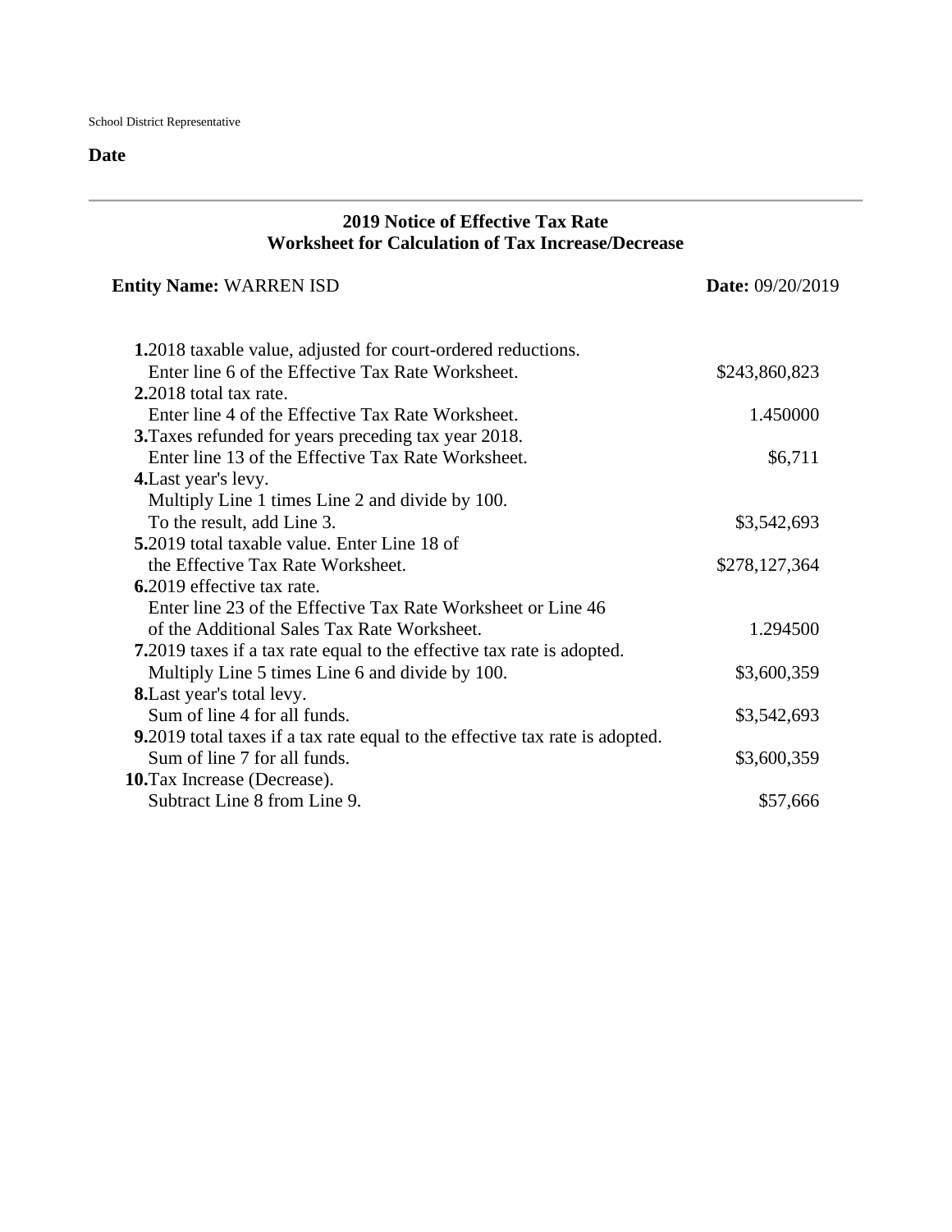School District Representative

**Date**

---

## 2019 Notice of Effective Tax Rate
## Worksheet for Calculation of Tax Increase/Decrease

**Entity Name:** WARREN ISD **Date:** 09/20/2019

| | |
|---|---|
| **1.** 2018 taxable value, adjusted for court-ordered reductions. Enter line 6 of the Effective Tax Rate Worksheet. | $243,860,823 |
| **2.** 2018 total tax rate. Enter line 4 of the Effective Tax Rate Worksheet. | 1.450000 |
| **3.** Taxes refunded for years preceding tax year 2018. Enter line 13 of the Effective Tax Rate Worksheet. | $6,711 |
| **4.** Last year's levy. Multiply Line 1 times Line 2 and divide by 100. To the result, add Line 3. | $3,542,693 |
| **5.** 2019 total taxable value. Enter Line 18 of the Effective Tax Rate Worksheet. | $278,127,364 |
| **6.** 2019 effective tax rate. Enter line 23 of the Effective Tax Rate Worksheet or Line 46 of the Additional Sales Tax Rate Worksheet. | 1.294500 |
| **7.** 2019 taxes if a tax rate equal to the effective tax rate is adopted. Multiply Line 5 times Line 6 and divide by 100. | $3,600,359 |
| **8.** Last year's total levy. Sum of line 4 for all funds. | $3,542,693 |
| **9.** 2019 total taxes if a tax rate equal to the effective tax rate is adopted. Sum of line 7 for all funds. | $3,600,359 |
| **10.** Tax Increase (Decrease). Subtract Line 8 from Line 9. | $57,666 |